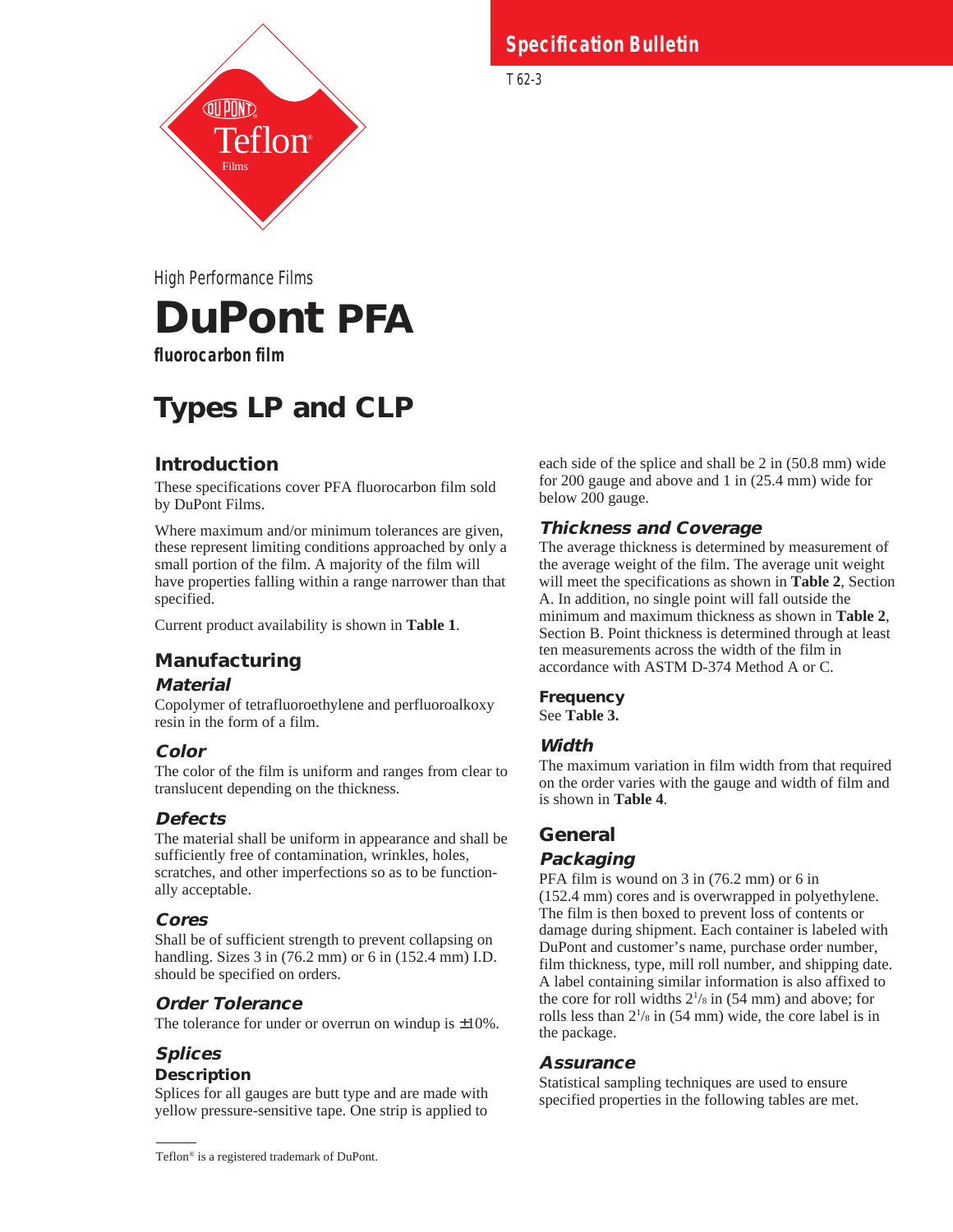Specification Bulletin

T 62-3

DuPont Teflon® Films

High Performance Films

# DuPont PFA

**fluorocarbon film**

# Types LP and CLP

## Introduction

These specifications cover PFA fluorocarbon film sold by DuPont Films.

Where maximum and/or minimum tolerances are given, these represent limiting conditions approached by only a small portion of the film. A majority of the film will have properties falling within a range narrower than that specified.

Current product availability is shown in **Table 1**.

## Manufacturing

### *Material*

Copolymer of tetrafluoroethylene and perfluoroalkoxy resin in the form of a film.

### *Color*

The color of the film is uniform and ranges from clear to translucent depending on the thickness.

### *Defects*

The material shall be uniform in appearance and shall be sufficiently free of contamination, wrinkles, holes, scratches, and other imperfections so as to be functionally acceptable.

### *Cores*

Shall be of sufficient strength to prevent collapsing on handling. Sizes 3 in (76.2 mm) or 6 in (152.4 mm) I.D. should be specified on orders.

### *Order Tolerance*

The tolerance for under or overrun on windup is ±10%.

### *Splices*

#### Description

Splices for all gauges are butt type and are made with yellow pressure-sensitive tape. One strip is applied to each side of the splice and shall be 2 in (50.8 mm) wide for 200 gauge and above and 1 in (25.4 mm) wide for below 200 gauge.

### *Thickness and Coverage*

The average thickness is determined by measurement of the average weight of the film. The average unit weight will meet the specifications as shown in **Table 2**, Section A. In addition, no single point will fall outside the minimum and maximum thickness as shown in **Table 2**, Section B. Point thickness is determined through at least ten measurements across the width of the film in accordance with ASTM D-374 Method A or C.

#### Frequency

See **Table 3.**

### *Width*

The maximum variation in film width from that required on the order varies with the gauge and width of film and is shown in **Table 4**.

## General

### *Packaging*

PFA film is wound on 3 in (76.2 mm) or 6 in (152.4 mm) cores and is overwrapped in polyethylene. The film is then boxed to prevent loss of contents or damage during shipment. Each container is labeled with DuPont and customer's name, purchase order number, film thickness, type, mill roll number, and shipping date. A label containing similar information is also affixed to the core for roll widths 2 1/8 in (54 mm) and above; for rolls less than 2 1/8 in (54 mm) wide, the core label is in the package.

### *Assurance*

Statistical sampling techniques are used to ensure specified properties in the following tables are met.

---

Teflon® is a registered trademark of DuPont.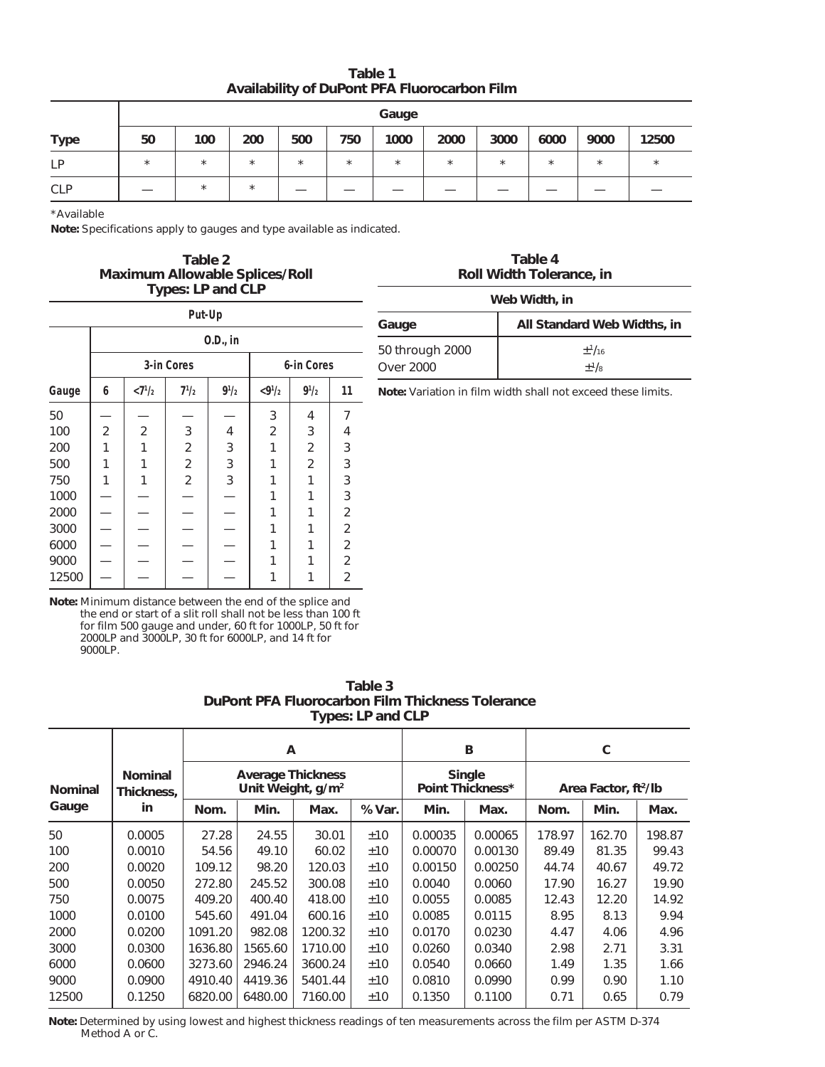**Table 1**
**Availability of DuPont PFA Fluorocarbon Film**

| | Gauge | | | | | | | | | | |
|---|---|---|---|---|---|---|---|---|---|---|---|
| **Type** | **50** | **100** | **200** | **500** | **750** | **1000** | **2000** | **3000** | **6000** | **9000** | **12500** |
| LP | * | * | * | * | * | * | * | * | * | * | * |
| CLP | — | * | * | — | — | — | — | — | — | — | — |

*Available

**Note:** Specifications apply to gauges and type available as indicated.

**Table 2**
**Maximum Allowable Splices/Roll**
**Types: LP and CLP**

| | Put-Up | | | | | | |
|---|---|---|---|---|---|---|---|
| | O.D., in | | | | | | |
| | 3-in Cores | | | | 6-in Cores | | |
| **Gauge** | **6** | **<7½** | **7½** | **9½** | **<9½** | **9½** | **11** |
| 50 | — | — | — | — | 3 | 4 | 7 |
| 100 | 2 | 2 | 3 | 4 | 2 | 3 | 4 |
| 200 | 1 | 1 | 2 | 3 | 1 | 2 | 3 |
| 500 | 1 | 1 | 2 | 3 | 1 | 2 | 3 |
| 750 | 1 | 1 | 2 | 3 | 1 | 1 | 3 |
| 1000 | — | — | — | — | 1 | 1 | 3 |
| 2000 | — | — | — | — | 1 | 1 | 2 |
| 3000 | — | — | — | — | 1 | 1 | 2 |
| 6000 | — | — | — | — | 1 | 1 | 2 |
| 9000 | — | — | — | — | 1 | 1 | 2 |
| 12500 | — | — | — | — | 1 | 1 | 2 |

**Note:** Minimum distance between the end of the splice and the end or start of a slit roll shall not be less than 100 ft for film 500 gauge and under, 60 ft for 1000LP, 50 ft for 2000LP and 3000LP, 30 ft for 6000LP, and 14 ft for 9000LP.

**Table 4**
**Roll Width Tolerance, in**

| | Web Width, in |
|---|---|
| **Gauge** | **All Standard Web Widths, in** |
| 50 through 2000 | ±1/16 |
| Over 2000 | ±1/8 |

**Note:** Variation in film width shall not exceed these limits.

**Table 3**
**DuPont PFA Fluorocarbon Film Thickness Tolerance**
**Types: LP and CLP**

| | | A | | | | B | | C | | |
|---|---|---|---|---|---|---|---|---|---|---|
| | | Average Thickness Unit Weight, g/m² | | | | Single Point Thickness* | | Area Factor, ft²/lb | | |
| **Nominal Gauge** | **Nominal Thickness, in** | **Nom.** | **Min.** | **Max.** | **% Var.** | **Min.** | **Max.** | **Nom.** | **Min.** | **Max.** |
| 50 | 0.0005 | 27.28 | 24.55 | 30.01 | ±10 | 0.00035 | 0.00065 | 178.97 | 162.70 | 198.87 |
| 100 | 0.0010 | 54.56 | 49.10 | 60.02 | ±10 | 0.00070 | 0.00130 | 89.49 | 81.35 | 99.43 |
| 200 | 0.0020 | 109.12 | 98.20 | 120.03 | ±10 | 0.00150 | 0.00250 | 44.74 | 40.67 | 49.72 |
| 500 | 0.0050 | 272.80 | 245.52 | 300.08 | ±10 | 0.0040 | 0.0060 | 17.90 | 16.27 | 19.90 |
| 750 | 0.0075 | 409.20 | 400.40 | 418.00 | ±10 | 0.0055 | 0.0085 | 12.43 | 12.20 | 14.92 |
| 1000 | 0.0100 | 545.60 | 491.04 | 600.16 | ±10 | 0.0085 | 0.0115 | 8.95 | 8.13 | 9.94 |
| 2000 | 0.0200 | 1091.20 | 982.08 | 1200.32 | ±10 | 0.0170 | 0.0230 | 4.47 | 4.06 | 4.96 |
| 3000 | 0.0300 | 1636.80 | 1565.60 | 1710.00 | ±10 | 0.0260 | 0.0340 | 2.98 | 2.71 | 3.31 |
| 6000 | 0.0600 | 3273.60 | 2946.24 | 3600.24 | ±10 | 0.0540 | 0.0660 | 1.49 | 1.35 | 1.66 |
| 9000 | 0.0900 | 4910.40 | 4419.36 | 5401.44 | ±10 | 0.0810 | 0.0990 | 0.99 | 0.90 | 1.10 |
| 12500 | 0.1250 | 6820.00 | 6480.00 | 7160.00 | ±10 | 0.1350 | 0.1100 | 0.71 | 0.65 | 0.79 |

**Note:** Determined by using lowest and highest thickness readings of ten measurements across the film per ASTM D-374 Method A or C.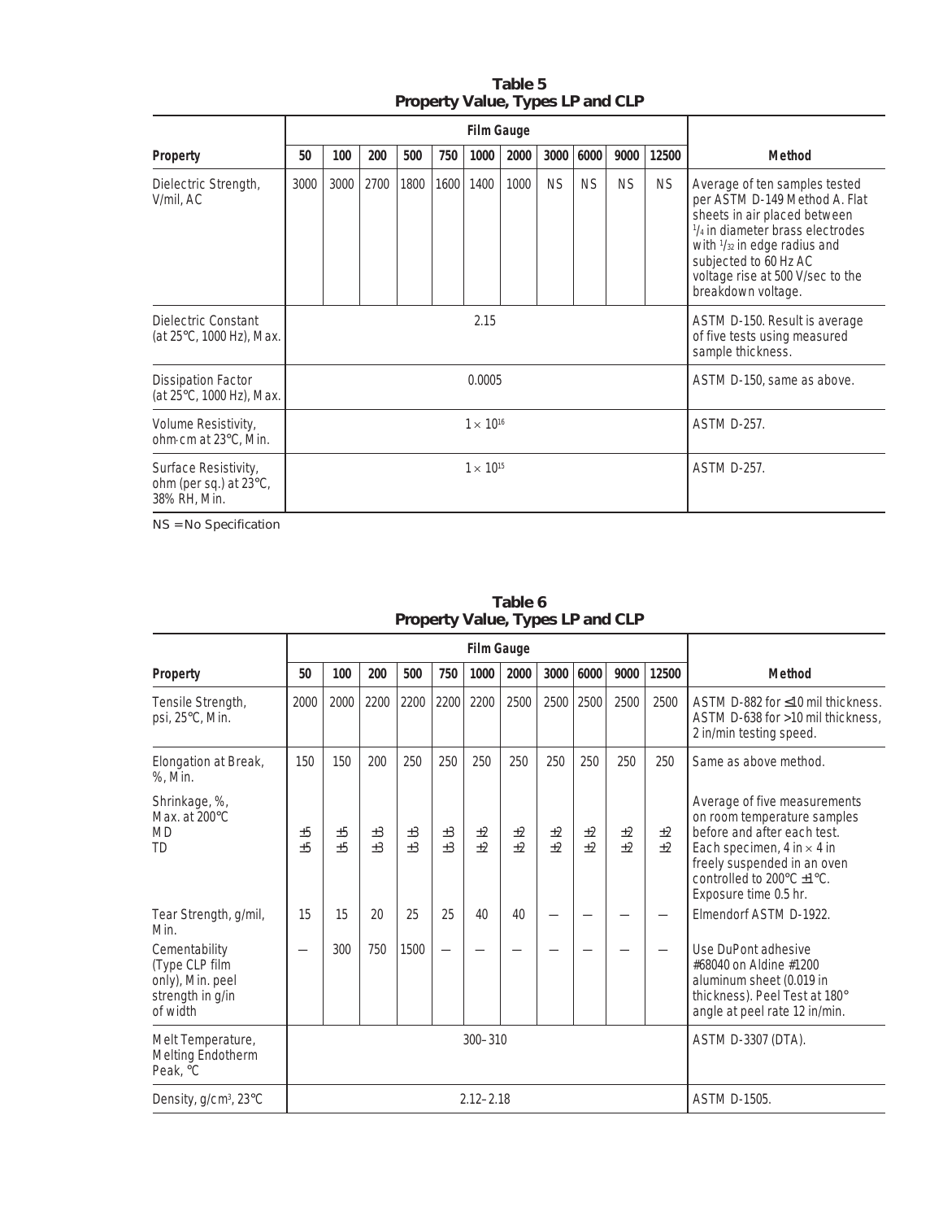**Table 5**
**Property Value, Types LP and CLP**

| Property | Film Gauge | | | | | | | | | | | Method |
|---|---|---|---|---|---|---|---|---|---|---|---|---|
| | 50 | 100 | 200 | 500 | 750 | 1000 | 2000 | 3000 | 6000 | 9000 | 12500 | |
| Dielectric Strength, V/mil, AC | 3000 | 3000 | 2700 | 1800 | 1600 | 1400 | 1000 | NS | NS | NS | NS | Average of ten samples tested per ASTM D-149 Method A. Flat sheets in air placed between 1/4 in diameter brass electrodes with 1/32 in edge radius and subjected to 60 Hz AC voltage rise at 500 V/sec to the breakdown voltage. |
| Dielectric Constant (at 25°C, 1000 Hz), Max. | 2.15 | | | | | | | | | | | ASTM D-150. Result is average of five tests using measured sample thickness. |
| Dissipation Factor (at 25°C, 1000 Hz), Max. | 0.0005 | | | | | | | | | | | ASTM D-150, same as above. |
| Volume Resistivity, ohm·cm at 23°C, Min. | $1 \times 10^{16}$ | | | | | | | | | | | ASTM D-257. |
| Surface Resistivity, ohm (per sq.) at 23°C, 38% RH, Min. | $1 \times 10^{15}$ | | | | | | | | | | | ASTM D-257. |

NS = No Specification

**Table 6**
**Property Value, Types LP and CLP**

| Property | Film Gauge | | | | | | | | | | | Method |
|---|---|---|---|---|---|---|---|---|---|---|---|---|
| | 50 | 100 | 200 | 500 | 750 | 1000 | 2000 | 3000 | 6000 | 9000 | 12500 | |
| Tensile Strength, psi, 25°C, Min. | 2000 | 2000 | 2200 | 2200 | 2200 | 2200 | 2500 | 2500 | 2500 | 2500 | 2500 | ASTM D-882 for ≤10 mil thickness. ASTM D-638 for >10 mil thickness, 2 in/min testing speed. |
| Elongation at Break, %, Min. | 150 | 150 | 200 | 250 | 250 | 250 | 250 | 250 | 250 | 250 | 250 | Same as above method. |
| Shrinkage, %, Max. at 200°C MD | ±5 | ±5 | ±3 | ±3 | ±3 | ±2 | ±2 | ±2 | ±2 | ±2 | ±2 | Average of five measurements on room temperature samples before and after each test. Each specimen, 4 in × 4 in freely suspended in an oven controlled to 200°C ±1°C. Exposure time 0.5 hr. |
| TD | ±5 | ±5 | ±3 | ±3 | ±3 | ±2 | ±2 | ±2 | ±2 | ±2 | ±2 | |
| Tear Strength, g/mil, Min. | 15 | 15 | 20 | 25 | 25 | 40 | 40 | — | — | — | — | Elmendorf ASTM D-1922. |
| Cementability (Type CLP film only), Min. peel strength in g/in of width | — | 300 | 750 | 1500 | — | — | — | — | — | — | — | Use DuPont adhesive #68040 on Aldine #1200 aluminum sheet (0.019 in thickness). Peel Test at 180° angle at peel rate 12 in/min. |
| Melt Temperature, Melting Endotherm Peak, °C | 300–310 | | | | | | | | | | | ASTM D-3307 (DTA). |
| Density, g/cm³, 23°C | 2.12–2.18 | | | | | | | | | | | ASTM D-1505. |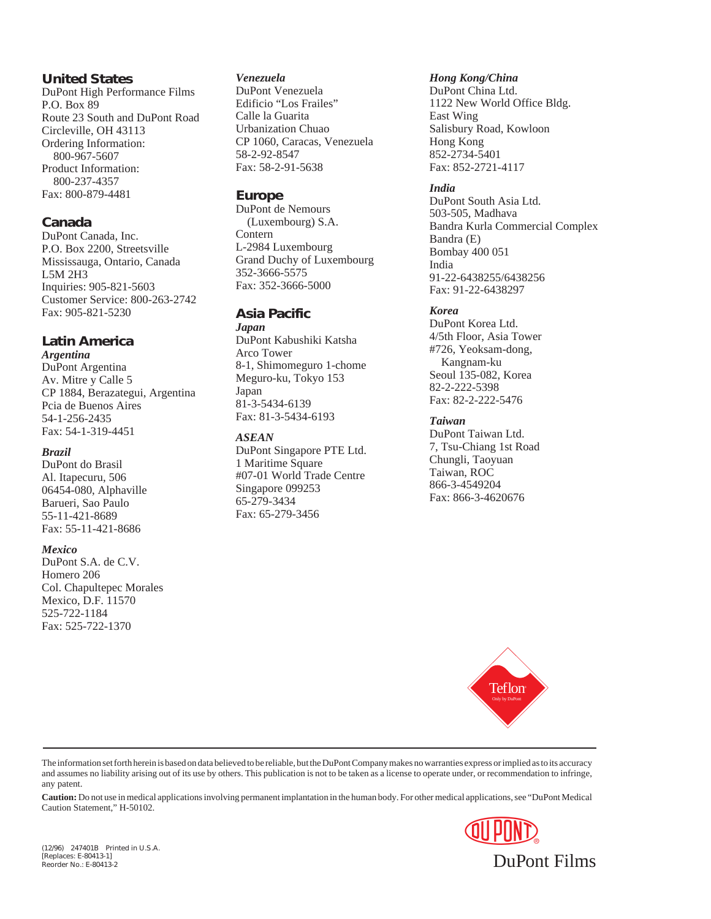## United States

DuPont High Performance Films
P.O. Box 89
Route 23 South and DuPont Road
Circleville, OH 43113
Ordering Information:
800-967-5607
Product Information:
800-237-4357
Fax: 800-879-4481

## Canada

DuPont Canada, Inc.
P.O. Box 2200, Streetsville
Mississauga, Ontario, Canada
L5M 2H3
Inquiries: 905-821-5603
Customer Service: 800-263-2742
Fax: 905-821-5230

## Latin America

### *Argentina*

DuPont Argentina
Av. Mitre y Calle 5
CP 1884, Berazategui, Argentina
Pcia de Buenos Aires
54-1-256-2435
Fax: 54-1-319-4451

### *Brazil*

DuPont do Brasil
Al. Itapecuru, 506
06454-080, Alphaville
Barueri, Sao Paulo
55-11-421-8689
Fax: 55-11-421-8686

### *Mexico*

DuPont S.A. de C.V.
Homero 206
Col. Chapultepec Morales
Mexico, D.F. 11570
525-722-1184
Fax: 525-722-1370

### *Venezuela*

DuPont Venezuela
Edificio "Los Frailes"
Calle la Guarita
Urbanizacion Chuao
CP 1060, Caracas, Venezuela
58-2-92-8547
Fax: 58-2-91-5638

## Europe

DuPont de Nemours
(Luxembourg) S.A.
Contern
L-2984 Luxembourg
Grand Duchy of Luxembourg
352-3666-5575
Fax: 352-3666-5000

## Asia Pacific

### *Japan*

DuPont Kabushiki Katsha
Arco Tower
8-1, Shimomeguro 1-chome
Meguro-ku, Tokyo 153
Japan
81-3-5434-6139
Fax: 81-3-5434-6193

### *ASEAN*

DuPont Singapore PTE Ltd.
1 Maritime Square
#07-01 World Trade Centre
Singapore 099253
65-279-3434
Fax: 65-279-3456

### *Hong Kong/China*

DuPont China Ltd.
1122 New World Office Bldg.
East Wing
Salisbury Road, Kowloon
Hong Kong
852-2734-5401
Fax: 852-2721-4117

### *India*

DuPont South Asia Ltd.
503-505, Madhava
Bandra Kurla Commercial Complex
Bandra (E)
Bombay 400 051
India
91-22-6438255/6438256
Fax: 91-22-6438297

### *Korea*

DuPont Korea Ltd.
4/5th Floor, Asia Tower
#726, Yeoksam-dong,
Kangnam-ku
Seoul 135-082, Korea
82-2-222-5398
Fax: 82-2-222-5476

### *Taiwan*

DuPont Taiwan Ltd.
7, Tsu-Chiang 1st Road
Chungli, Taoyuan
Taiwan, ROC
866-3-4549204
Fax: 866-3-4620676

Teflon
Only by DuPont

---

The information set forth herein is based on data believed to be reliable, but the DuPont Company makes no warranties express or implied as to its accuracy and assumes no liability arising out of its use by others. This publication is not to be taken as a license to operate under, or recommendation to infringe, any patent.

**Caution:** Do not use in medical applications involving permanent implantation in the human body. For other medical applications, see "DuPont Medical Caution Statement," H-50102.

(12/96) 247401B Printed in U.S.A.
[Replaces: E-80413-1]
Reorder No.: E-80413-2

DUPONT

DuPont Films